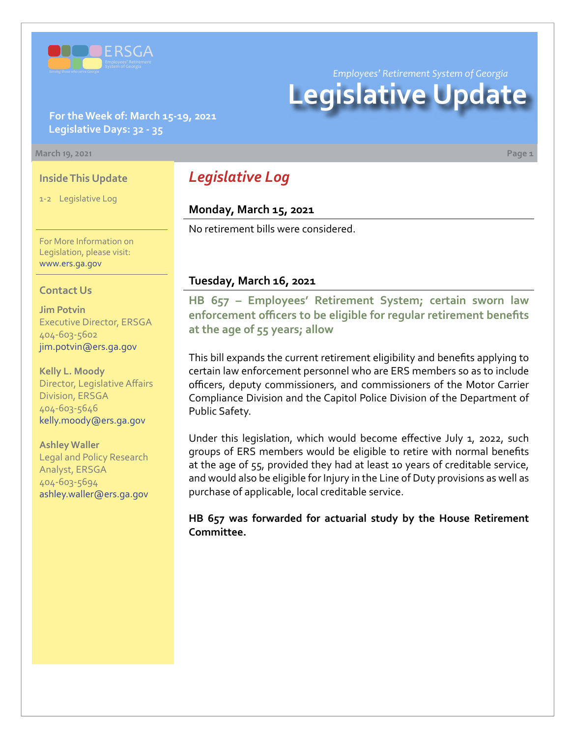Employees' Retirement System of Georgia

# Legislative Update

**For the Week of: March 15-19, 2021**
**Legislative Days: 32 - 35**

March 19, 2021

### Inside This Update

1-2 Legislative Log

For More Information on Legislation, please visit: www.ers.ga.gov

### Contact Us

**Jim Potvin**
Executive Director, ERSGA
404-603-5602
jim.potvin@ers.ga.gov

**Kelly L. Moody**
Director, Legislative Affairs Division, ERSGA
404-603-5646
kelly.moody@ers.ga.gov

**Ashley Waller**
Legal and Policy Research Analyst, ERSGA
404-603-5694
ashley.waller@ers.ga.gov

## *Legislative Log*

### Monday, March 15, 2021

No retirement bills were considered.

### Tuesday, March 16, 2021

**HB 657 – Employees' Retirement System; certain sworn law enforcement officers to be eligible for regular retirement benefits at the age of 55 years; allow**

This bill expands the current retirement eligibility and benefits applying to certain law enforcement personnel who are ERS members so as to include officers, deputy commissioners, and commissioners of the Motor Carrier Compliance Division and the Capitol Police Division of the Department of Public Safety.

Under this legislation, which would become effective July 1, 2022, such groups of ERS members would be eligible to retire with normal benefits at the age of 55, provided they had at least 10 years of creditable service, and would also be eligible for Injury in the Line of Duty provisions as well as purchase of applicable, local creditable service.

**HB 657 was forwarded for actuarial study by the House Retirement Committee.**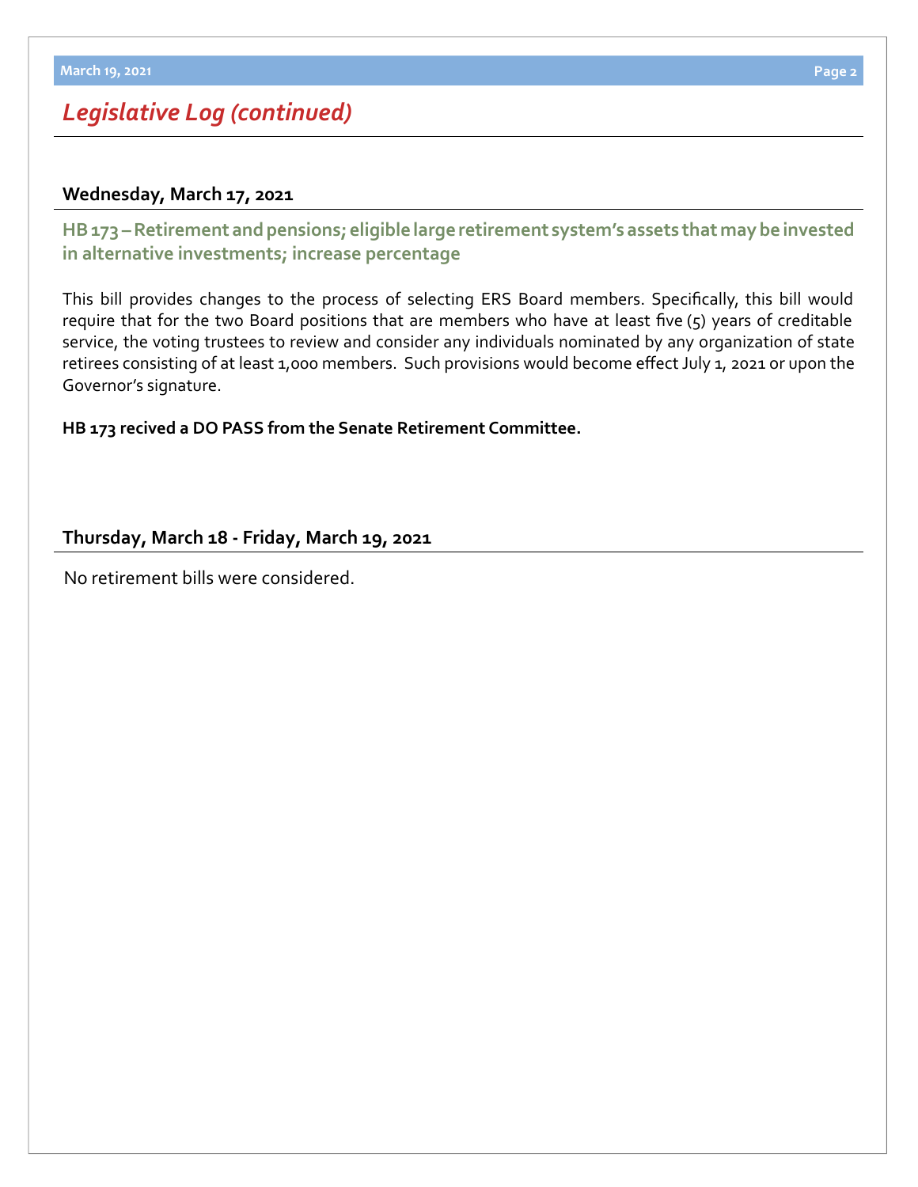## *Legislative Log (continued)*

### Wednesday, March 17, 2021

### HB 173 – Retirement and pensions; eligible large retirement system's assets that may be invested in alternative investments; increase percentage

This bill provides changes to the process of selecting ERS Board members. Specifically, this bill would require that for the two Board positions that are members who have at least five (5) years of creditable service, the voting trustees to review and consider any individuals nominated by any organization of state retirees consisting of at least 1,000 members. Such provisions would become effect July 1, 2021 or upon the Governor's signature.

**HB 173 recived a DO PASS from the Senate Retirement Committee.**

### Thursday, March 18 - Friday, March 19, 2021

No retirement bills were considered.